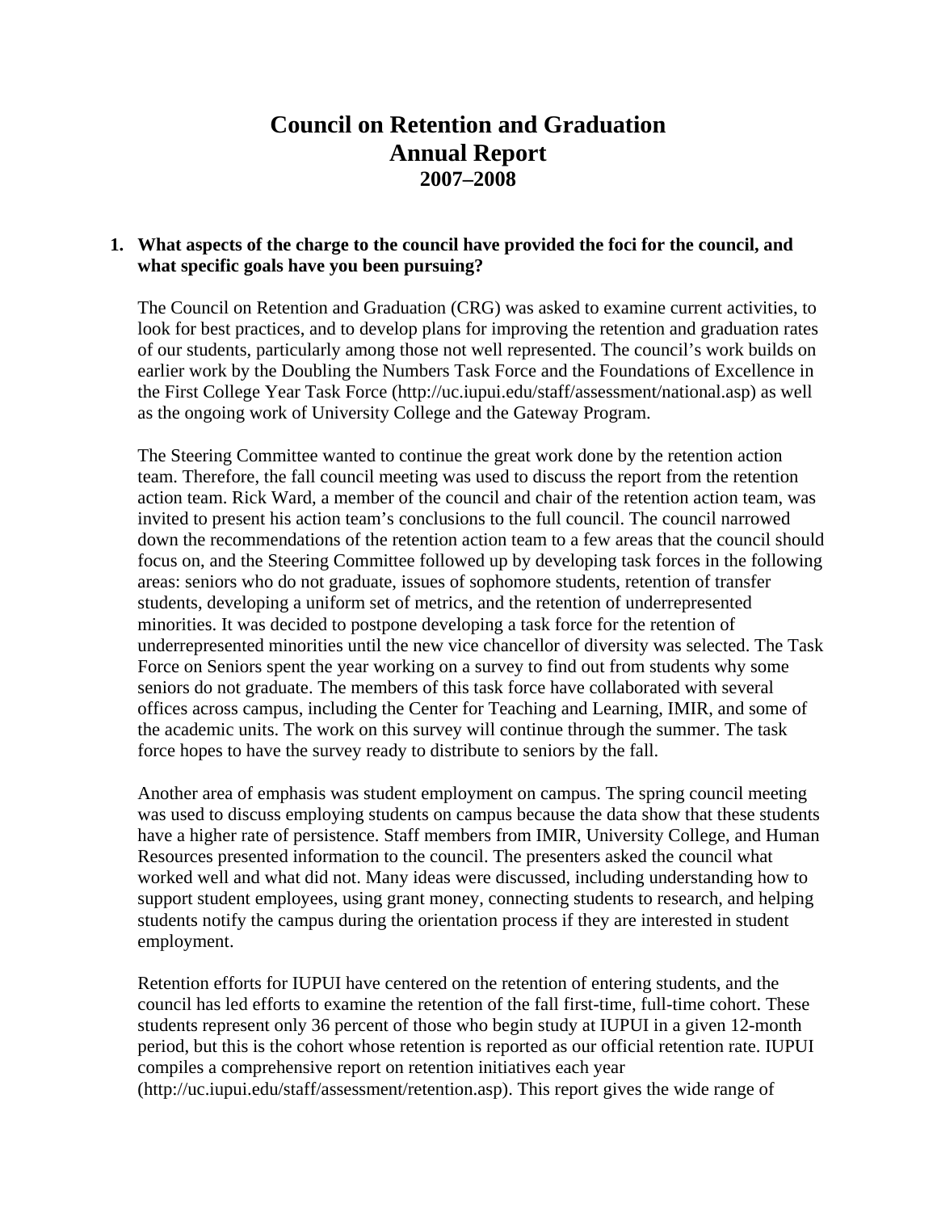# Council on Retention and Graduation
# Annual Report
## 2007–2008

1. **What aspects of the charge to the council have provided the foci for the council, and what specific goals have you been pursuing?**

The Council on Retention and Graduation (CRG) was asked to examine current activities, to look for best practices, and to develop plans for improving the retention and graduation rates of our students, particularly among those not well represented. The council's work builds on earlier work by the Doubling the Numbers Task Force and the Foundations of Excellence in the First College Year Task Force (http://uc.iupui.edu/staff/assessment/national.asp) as well as the ongoing work of University College and the Gateway Program.

The Steering Committee wanted to continue the great work done by the retention action team. Therefore, the fall council meeting was used to discuss the report from the retention action team. Rick Ward, a member of the council and chair of the retention action team, was invited to present his action team's conclusions to the full council. The council narrowed down the recommendations of the retention action team to a few areas that the council should focus on, and the Steering Committee followed up by developing task forces in the following areas: seniors who do not graduate, issues of sophomore students, retention of transfer students, developing a uniform set of metrics, and the retention of underrepresented minorities. It was decided to postpone developing a task force for the retention of underrepresented minorities until the new vice chancellor of diversity was selected. The Task Force on Seniors spent the year working on a survey to find out from students why some seniors do not graduate. The members of this task force have collaborated with several offices across campus, including the Center for Teaching and Learning, IMIR, and some of the academic units. The work on this survey will continue through the summer. The task force hopes to have the survey ready to distribute to seniors by the fall.

Another area of emphasis was student employment on campus. The spring council meeting was used to discuss employing students on campus because the data show that these students have a higher rate of persistence. Staff members from IMIR, University College, and Human Resources presented information to the council. The presenters asked the council what worked well and what did not. Many ideas were discussed, including understanding how to support student employees, using grant money, connecting students to research, and helping students notify the campus during the orientation process if they are interested in student employment.

Retention efforts for IUPUI have centered on the retention of entering students, and the council has led efforts to examine the retention of the fall first-time, full-time cohort. These students represent only 36 percent of those who begin study at IUPUI in a given 12-month period, but this is the cohort whose retention is reported as our official retention rate. IUPUI compiles a comprehensive report on retention initiatives each year (http://uc.iupui.edu/staff/assessment/retention.asp). This report gives the wide range of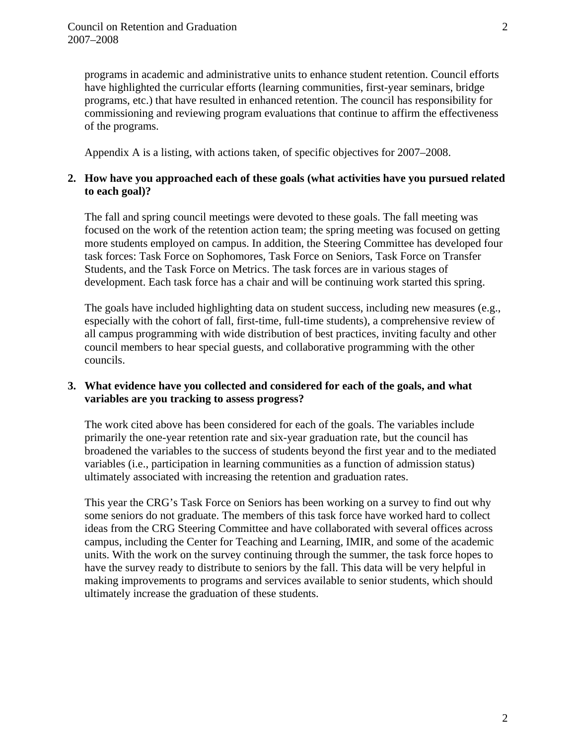programs in academic and administrative units to enhance student retention. Council efforts have highlighted the curricular efforts (learning communities, first-year seminars, bridge programs, etc.) that have resulted in enhanced retention. The council has responsibility for commissioning and reviewing program evaluations that continue to affirm the effectiveness of the programs.

Appendix A is a listing, with actions taken, of specific objectives for 2007–2008.

**2. How have you approached each of these goals (what activities have you pursued related to each goal)?**

The fall and spring council meetings were devoted to these goals. The fall meeting was focused on the work of the retention action team; the spring meeting was focused on getting more students employed on campus. In addition, the Steering Committee has developed four task forces: Task Force on Sophomores, Task Force on Seniors, Task Force on Transfer Students, and the Task Force on Metrics. The task forces are in various stages of development. Each task force has a chair and will be continuing work started this spring.

The goals have included highlighting data on student success, including new measures (e.g., especially with the cohort of fall, first-time, full-time students), a comprehensive review of all campus programming with wide distribution of best practices, inviting faculty and other council members to hear special guests, and collaborative programming with the other councils.

**3. What evidence have you collected and considered for each of the goals, and what variables are you tracking to assess progress?**

The work cited above has been considered for each of the goals. The variables include primarily the one-year retention rate and six-year graduation rate, but the council has broadened the variables to the success of students beyond the first year and to the mediated variables (i.e., participation in learning communities as a function of admission status) ultimately associated with increasing the retention and graduation rates.

This year the CRG's Task Force on Seniors has been working on a survey to find out why some seniors do not graduate. The members of this task force have worked hard to collect ideas from the CRG Steering Committee and have collaborated with several offices across campus, including the Center for Teaching and Learning, IMIR, and some of the academic units. With the work on the survey continuing through the summer, the task force hopes to have the survey ready to distribute to seniors by the fall. This data will be very helpful in making improvements to programs and services available to senior students, which should ultimately increase the graduation of these students.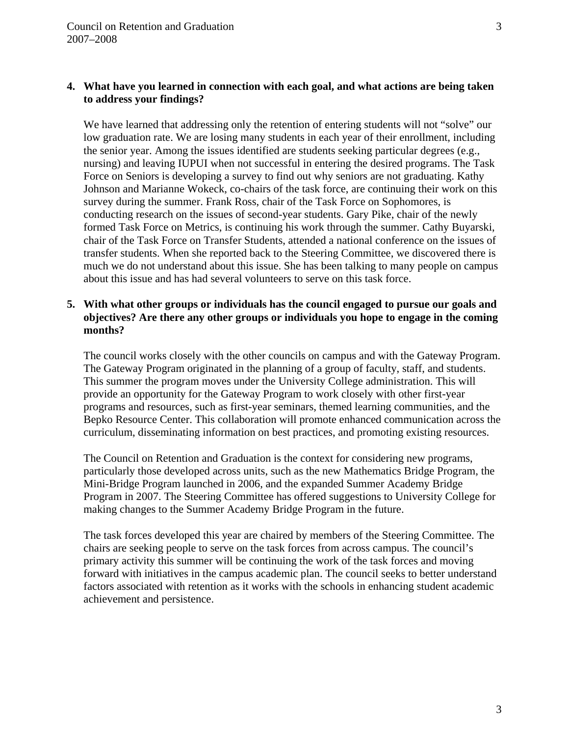**4. What have you learned in connection with each goal, and what actions are being taken to address your findings?**

We have learned that addressing only the retention of entering students will not "solve" our low graduation rate. We are losing many students in each year of their enrollment, including the senior year. Among the issues identified are students seeking particular degrees (e.g., nursing) and leaving IUPUI when not successful in entering the desired programs. The Task Force on Seniors is developing a survey to find out why seniors are not graduating. Kathy Johnson and Marianne Wokeck, co-chairs of the task force, are continuing their work on this survey during the summer. Frank Ross, chair of the Task Force on Sophomores, is conducting research on the issues of second-year students. Gary Pike, chair of the newly formed Task Force on Metrics, is continuing his work through the summer. Cathy Buyarski, chair of the Task Force on Transfer Students, attended a national conference on the issues of transfer students. When she reported back to the Steering Committee, we discovered there is much we do not understand about this issue. She has been talking to many people on campus about this issue and has had several volunteers to serve on this task force.

**5. With what other groups or individuals has the council engaged to pursue our goals and objectives? Are there any other groups or individuals you hope to engage in the coming months?**

The council works closely with the other councils on campus and with the Gateway Program. The Gateway Program originated in the planning of a group of faculty, staff, and students. This summer the program moves under the University College administration. This will provide an opportunity for the Gateway Program to work closely with other first-year programs and resources, such as first-year seminars, themed learning communities, and the Bepko Resource Center. This collaboration will promote enhanced communication across the curriculum, disseminating information on best practices, and promoting existing resources.

The Council on Retention and Graduation is the context for considering new programs, particularly those developed across units, such as the new Mathematics Bridge Program, the Mini-Bridge Program launched in 2006, and the expanded Summer Academy Bridge Program in 2007. The Steering Committee has offered suggestions to University College for making changes to the Summer Academy Bridge Program in the future.

The task forces developed this year are chaired by members of the Steering Committee. The chairs are seeking people to serve on the task forces from across campus. The council's primary activity this summer will be continuing the work of the task forces and moving forward with initiatives in the campus academic plan. The council seeks to better understand factors associated with retention as it works with the schools in enhancing student academic achievement and persistence.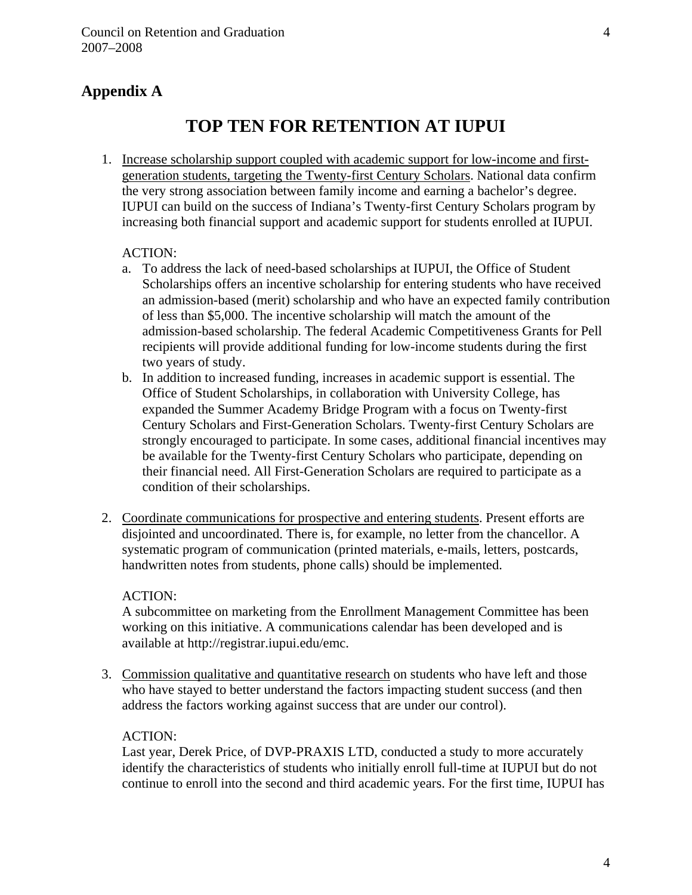## Appendix A

# TOP TEN FOR RETENTION AT IUPUI

1. <u>Increase scholarship support coupled with academic support for low-income and first-generation students, targeting the Twenty-first Century Scholars</u>. National data confirm the very strong association between family income and earning a bachelor's degree. IUPUI can build on the success of Indiana's Twenty-first Century Scholars program by increasing both financial support and academic support for students enrolled at IUPUI.

   ACTION:

   a. To address the lack of need-based scholarships at IUPUI, the Office of Student Scholarships offers an incentive scholarship for entering students who have received an admission-based (merit) scholarship and who have an expected family contribution of less than $5,000. The incentive scholarship will match the amount of the admission-based scholarship. The federal Academic Competitiveness Grants for Pell recipients will provide additional funding for low-income students during the first two years of study.
   b. In addition to increased funding, increases in academic support is essential. The Office of Student Scholarships, in collaboration with University College, has expanded the Summer Academy Bridge Program with a focus on Twenty-first Century Scholars and First-Generation Scholars. Twenty-first Century Scholars are strongly encouraged to participate. In some cases, additional financial incentives may be available for the Twenty-first Century Scholars who participate, depending on their financial need. All First-Generation Scholars are required to participate as a condition of their scholarships.

2. <u>Coordinate communications for prospective and entering students</u>. Present efforts are disjointed and uncoordinated. There is, for example, no letter from the chancellor. A systematic program of communication (printed materials, e-mails, letters, postcards, handwritten notes from students, phone calls) should be implemented.

   ACTION:

   A subcommittee on marketing from the Enrollment Management Committee has been working on this initiative. A communications calendar has been developed and is available at http://registrar.iupui.edu/emc.

3. <u>Commission qualitative and quantitative research</u> on students who have left and those who have stayed to better understand the factors impacting student success (and then address the factors working against success that are under our control).

   ACTION:

   Last year, Derek Price, of DVP-PRAXIS LTD, conducted a study to more accurately identify the characteristics of students who initially enroll full-time at IUPUI but do not continue to enroll into the second and third academic years. For the first time, IUPUI has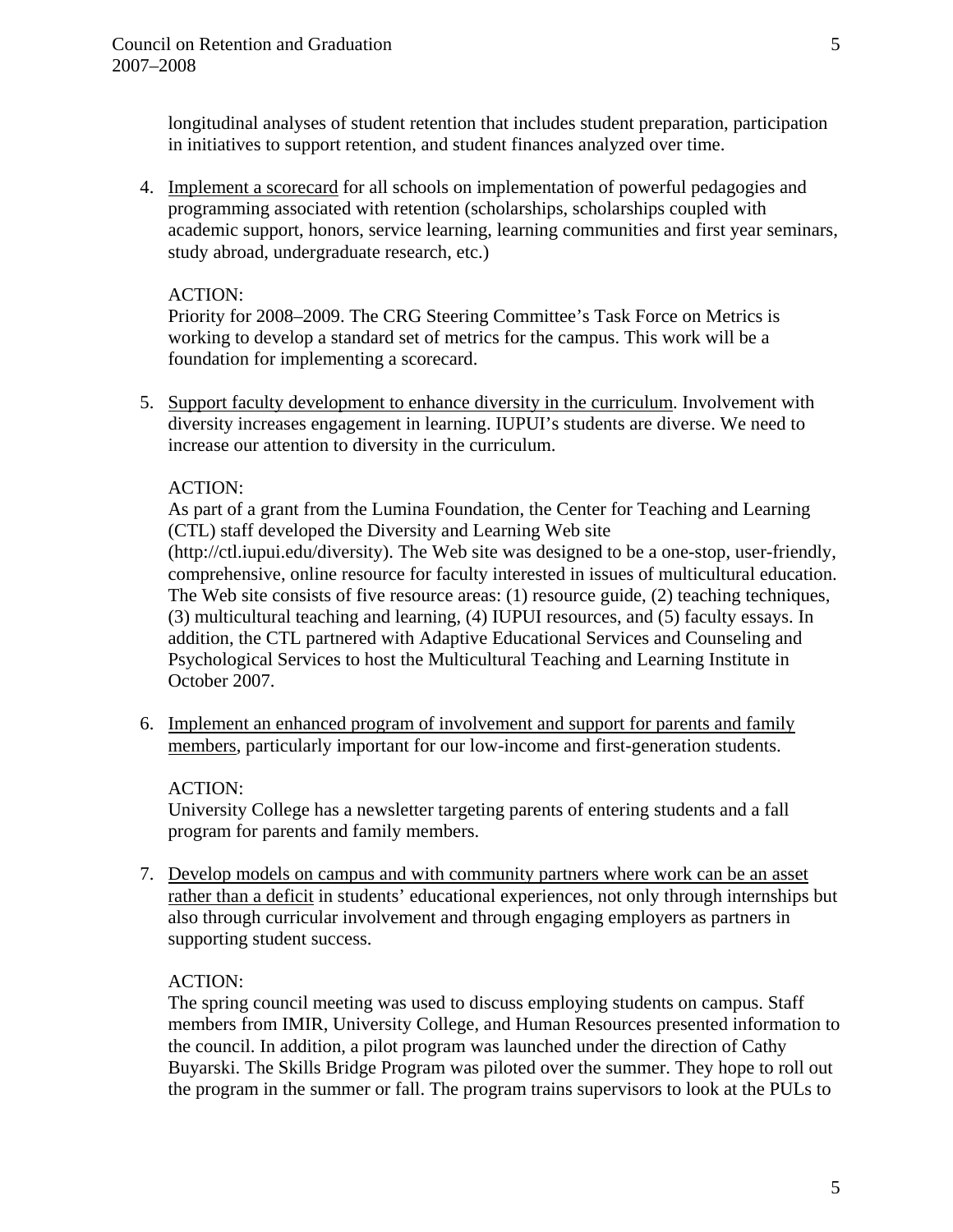longitudinal analyses of student retention that includes student preparation, participation in initiatives to support retention, and student finances analyzed over time.

4. Implement a scorecard for all schools on implementation of powerful pedagogies and programming associated with retention (scholarships, scholarships coupled with academic support, honors, service learning, learning communities and first year seminars, study abroad, undergraduate research, etc.)

   ACTION:
   Priority for 2008–2009. The CRG Steering Committee's Task Force on Metrics is working to develop a standard set of metrics for the campus. This work will be a foundation for implementing a scorecard.

5. Support faculty development to enhance diversity in the curriculum. Involvement with diversity increases engagement in learning. IUPUI's students are diverse. We need to increase our attention to diversity in the curriculum.

   ACTION:
   As part of a grant from the Lumina Foundation, the Center for Teaching and Learning (CTL) staff developed the Diversity and Learning Web site (http://ctl.iupui.edu/diversity). The Web site was designed to be a one-stop, user-friendly, comprehensive, online resource for faculty interested in issues of multicultural education. The Web site consists of five resource areas: (1) resource guide, (2) teaching techniques, (3) multicultural teaching and learning, (4) IUPUI resources, and (5) faculty essays. In addition, the CTL partnered with Adaptive Educational Services and Counseling and Psychological Services to host the Multicultural Teaching and Learning Institute in October 2007.

6. Implement an enhanced program of involvement and support for parents and family members, particularly important for our low-income and first-generation students.

   ACTION:
   University College has a newsletter targeting parents of entering students and a fall program for parents and family members.

7. Develop models on campus and with community partners where work can be an asset rather than a deficit in students' educational experiences, not only through internships but also through curricular involvement and through engaging employers as partners in supporting student success.

   ACTION:
   The spring council meeting was used to discuss employing students on campus. Staff members from IMIR, University College, and Human Resources presented information to the council. In addition, a pilot program was launched under the direction of Cathy Buyarski. The Skills Bridge Program was piloted over the summer. They hope to roll out the program in the summer or fall. The program trains supervisors to look at the PULs to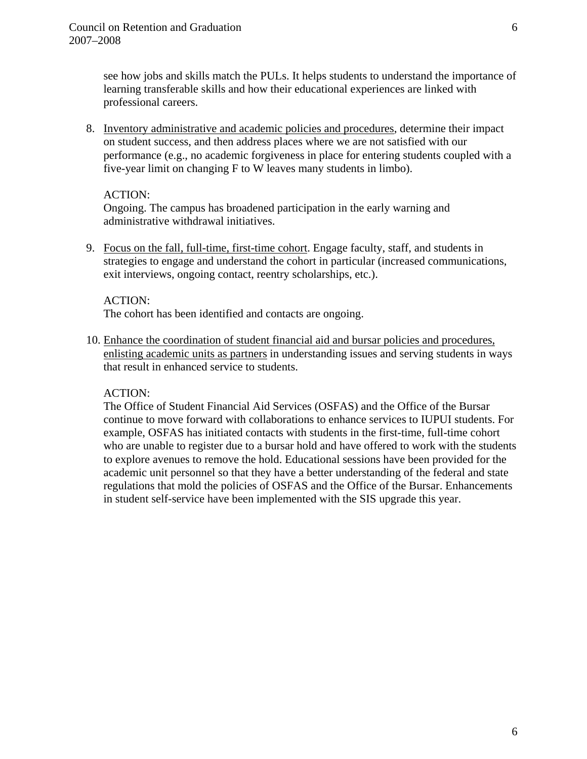see how jobs and skills match the PULs. It helps students to understand the importance of learning transferable skills and how their educational experiences are linked with professional careers.

8. Inventory administrative and academic policies and procedures, determine their impact on student success, and then address places where we are not satisfied with our performance (e.g., no academic forgiveness in place for entering students coupled with a five-year limit on changing F to W leaves many students in limbo).

   ACTION:
   Ongoing. The campus has broadened participation in the early warning and administrative withdrawal initiatives.

9. Focus on the fall, full-time, first-time cohort. Engage faculty, staff, and students in strategies to engage and understand the cohort in particular (increased communications, exit interviews, ongoing contact, reentry scholarships, etc.).

   ACTION:
   The cohort has been identified and contacts are ongoing.

10. Enhance the coordination of student financial aid and bursar policies and procedures, enlisting academic units as partners in understanding issues and serving students in ways that result in enhanced service to students.

    ACTION:
    The Office of Student Financial Aid Services (OSFAS) and the Office of the Bursar continue to move forward with collaborations to enhance services to IUPUI students. For example, OSFAS has initiated contacts with students in the first-time, full-time cohort who are unable to register due to a bursar hold and have offered to work with the students to explore avenues to remove the hold. Educational sessions have been provided for the academic unit personnel so that they have a better understanding of the federal and state regulations that mold the policies of OSFAS and the Office of the Bursar. Enhancements in student self-service have been implemented with the SIS upgrade this year.